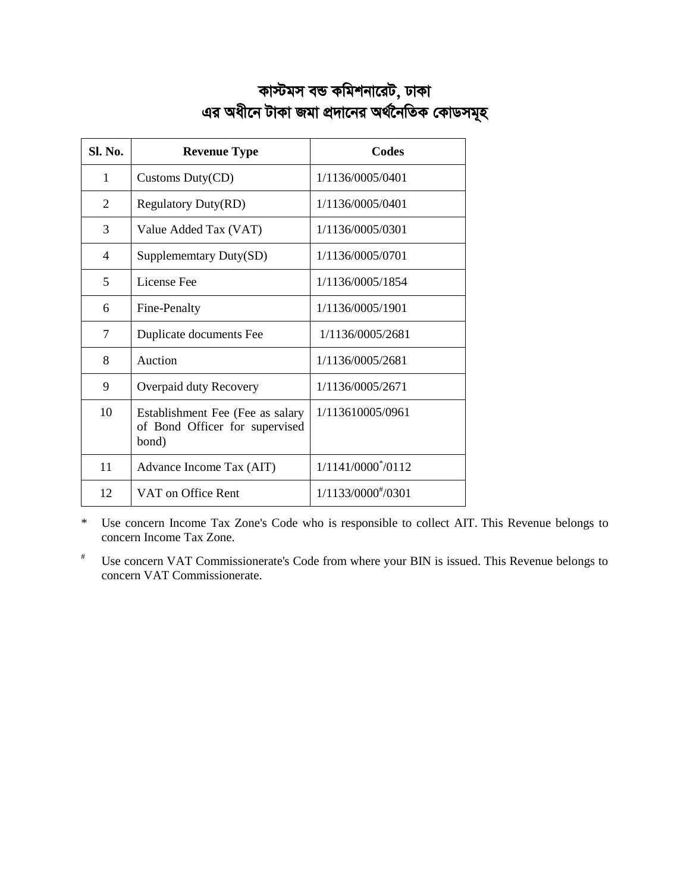# কাস্টমস বন্ড কমিশনারেট, ঢাকা
# এর অধীনে টাকা জমা প্রদানের অর্থনৈতিক কোডসমূহ

| Sl. No. | Revenue Type | Codes |
|---|---|---|
| 1 | Customs Duty(CD) | 1/1136/0005/0401 |
| 2 | Regulatory Duty(RD) | 1/1136/0005/0401 |
| 3 | Value Added Tax (VAT) | 1/1136/0005/0301 |
| 4 | Suppleme mtary Duty(SD) | 1/1136/0005/0701 |
| 5 | License Fee | 1/1136/0005/1854 |
| 6 | Fine-Penalty | 1/1136/0005/1901 |
| 7 | Duplicate documents Fee | 1/1136/0005/2681 |
| 8 | Auction | 1/1136/0005/2681 |
| 9 | Overpaid duty Recovery | 1/1136/0005/2671 |
| 10 | Establishment Fee (Fee as salary of Bond Officer for supervised bond) | 1/113610005/0961 |
| 11 | Advance Income Tax (AIT) | 1/1141/0000*/0112 |
| 12 | VAT on Office Rent | 1/1133/0000#/0301 |

\* Use concern Income Tax Zone's Code who is responsible to collect AIT. This Revenue belongs to concern Income Tax Zone.

\# Use concern VAT Commissionerate's Code from where your BIN is issued. This Revenue belongs to concern VAT Commissionerate.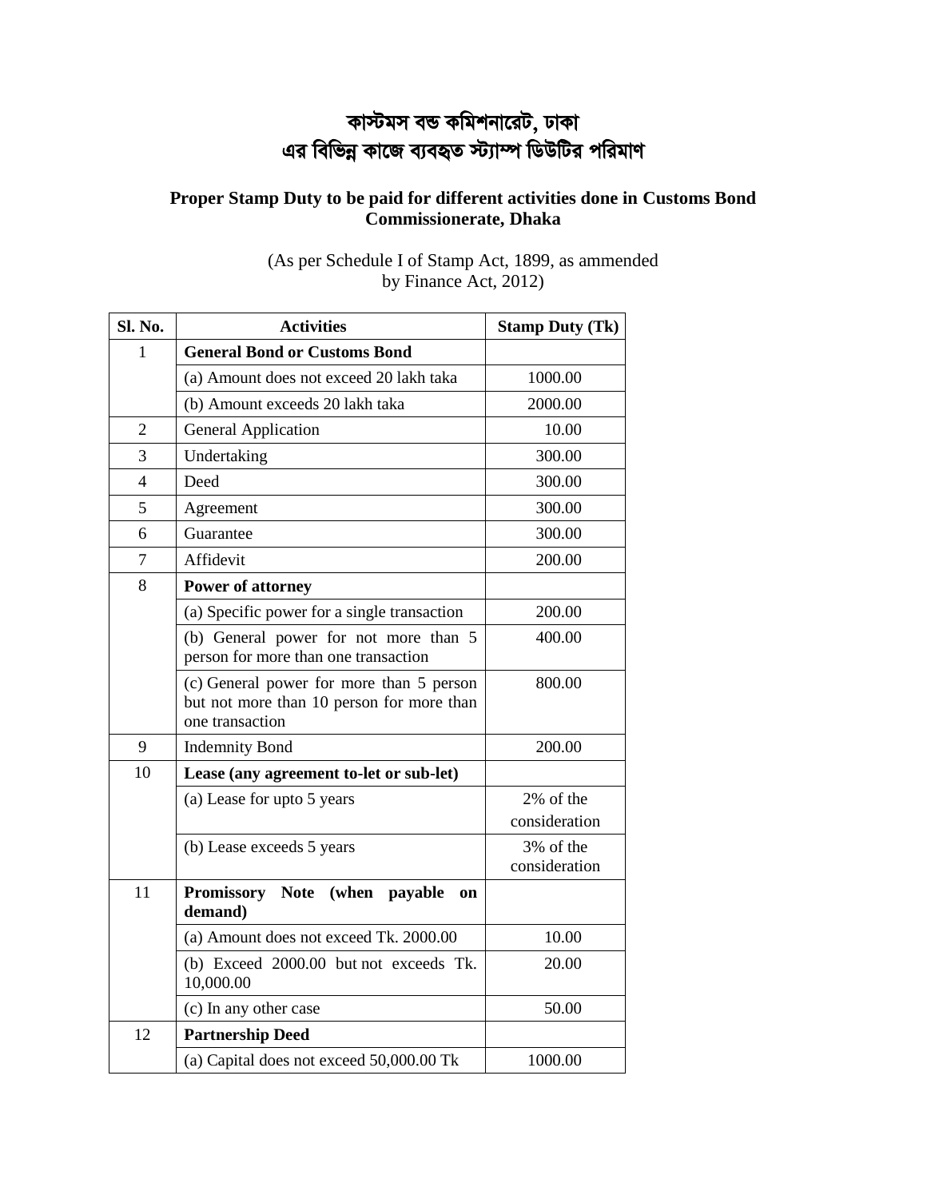# কাস্টমস বন্ড কমিশনারেট, ঢাকা
# এর বিভিন্ন কাজে ব্যবহৃত স্ট্যাম্প ডিউটির পরিমাণ

**Proper Stamp Duty to be paid for different activities done in Customs Bond Commissionerate, Dhaka**

(As per Schedule I of Stamp Act, 1899, as ammended by Finance Act, 2012)

| Sl. No. | Activities | Stamp Duty (Tk) |
|---|---|---|
| 1 | **General Bond or Customs Bond** | |
| | (a) Amount does not exceed 20 lakh taka | 1000.00 |
| | (b) Amount exceeds 20 lakh taka | 2000.00 |
| 2 | General Application | 10.00 |
| 3 | Undertaking | 300.00 |
| 4 | Deed | 300.00 |
| 5 | Agreement | 300.00 |
| 6 | Guarantee | 300.00 |
| 7 | Affidevit | 200.00 |
| 8 | **Power of attorney** | |
| | (a) Specific power for a single transaction | 200.00 |
| | (b) General power for not more than 5 person for more than one transaction | 400.00 |
| | (c) General power for more than 5 person but not more than 10 person for more than one transaction | 800.00 |
| 9 | Indemnity Bond | 200.00 |
| 10 | **Lease (any agreement to-let or sub-let)** | |
| | (a) Lease for upto 5 years | 2% of the consideration |
| | (b) Lease exceeds 5 years | 3% of the consideration |
| 11 | **Promissory Note (when payable on demand)** | |
| | (a) Amount does not exceed Tk. 2000.00 | 10.00 |
| | (b) Exceed 2000.00 but not exceeds Tk. 10,000.00 | 20.00 |
| | (c) In any other case | 50.00 |
| 12 | **Partnership Deed** | |
| | (a) Capital does not exceed 50,000.00 Tk | 1000.00 |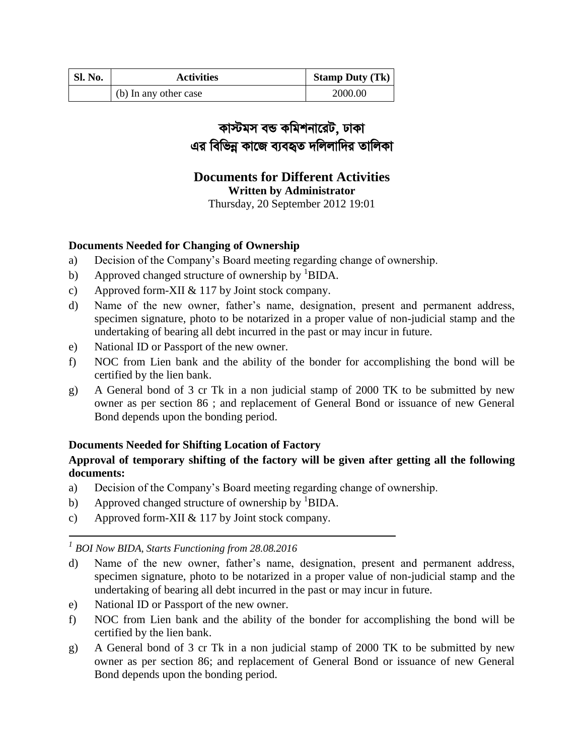| Sl. No. | Activities | Stamp Duty (Tk) |
| --- | --- | --- |
| | (b) In any other case | 2000.00 |

# কাস্টমস বন্ড কমিশনারেট, ঢাকা
# এর বিভিন্ন কাজে ব্যবহৃত দলিলাদির তালিকা

## Documents for Different Activities

**Written by Administrator**

Thursday, 20 September 2012 19:01

### Documents Needed for Changing of Ownership

a) Decision of the Company's Board meeting regarding change of ownership.
b) Approved changed structure of ownership by [1]BIDA.
c) Approved form-XII & 117 by Joint stock company.
d) Name of the new owner, father's name, designation, present and permanent address, specimen signature, photo to be notarized in a proper value of non-judicial stamp and the undertaking of bearing all debt incurred in the past or may incur in future.
e) National ID or Passport of the new owner.
f) NOC from Lien bank and the ability of the bonder for accomplishing the bond will be certified by the lien bank.
g) A General bond of 3 cr Tk in a non judicial stamp of 2000 TK to be submitted by new owner as per section 86 ; and replacement of General Bond or issuance of new General Bond depends upon the bonding period.

### Documents Needed for Shifting Location of Factory

**Approval of temporary shifting of the factory will be given after getting all the following documents:**

a) Decision of the Company's Board meeting regarding change of ownership.
b) Approved changed structure of ownership by [1]BIDA.
c) Approved form-XII & 117 by Joint stock company.
d) Name of the new owner, father's name, designation, present and permanent address, specimen signature, photo to be notarized in a proper value of non-judicial stamp and the undertaking of bearing all debt incurred in the past or may incur in future.
e) National ID or Passport of the new owner.
f) NOC from Lien bank and the ability of the bonder for accomplishing the bond will be certified by the lien bank.
g) A General bond of 3 cr Tk in a non judicial stamp of 2000 TK to be submitted by new owner as per section 86; and replacement of General Bond or issuance of new General Bond depends upon the bonding period.

---

[1] *BOI Now BIDA, Starts Functioning from 28.08.2016*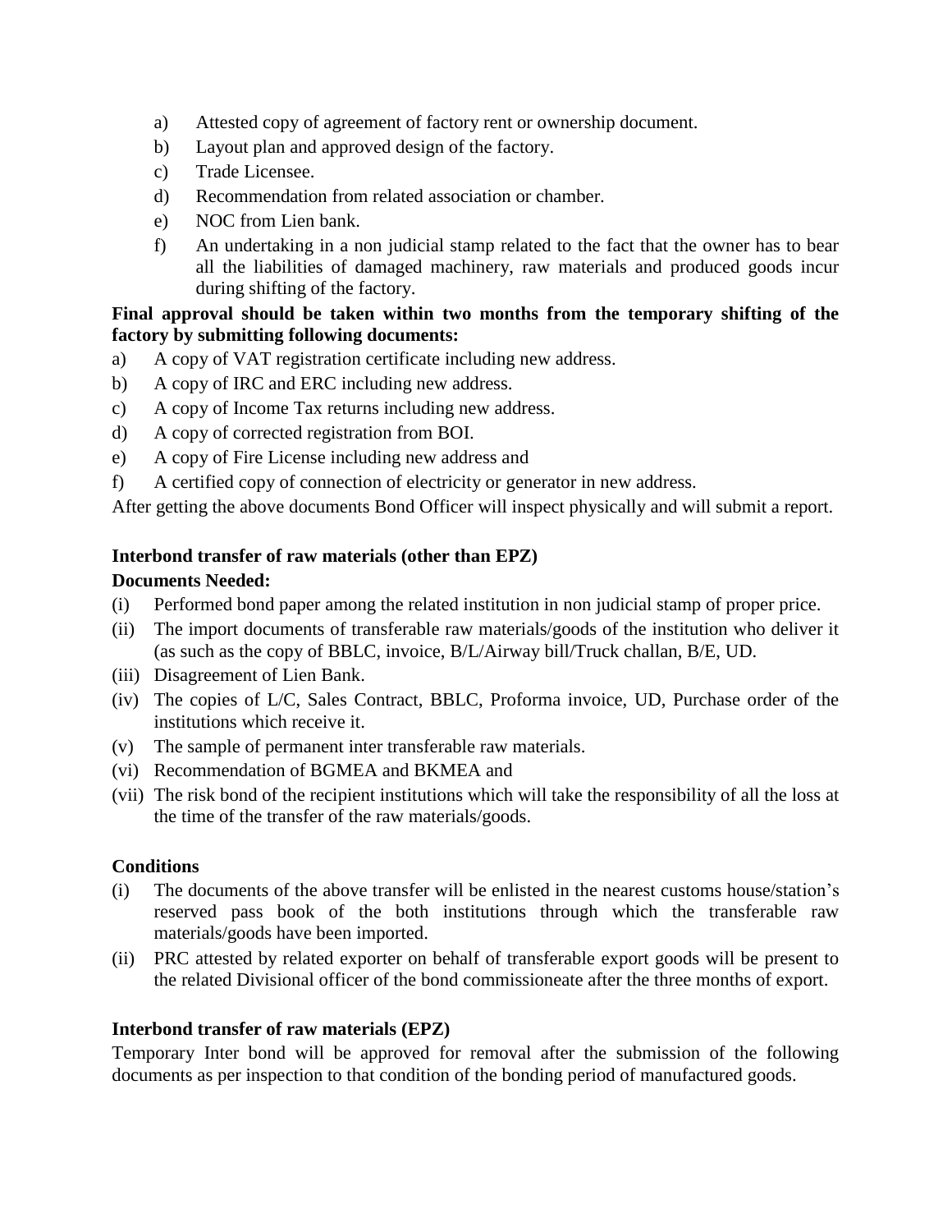a) Attested copy of agreement of factory rent or ownership document.
b) Layout plan and approved design of the factory.
c) Trade Licensee.
d) Recommendation from related association or chamber.
e) NOC from Lien bank.
f) An undertaking in a non judicial stamp related to the fact that the owner has to bear all the liabilities of damaged machinery, raw materials and produced goods incur during shifting of the factory.

**Final approval should be taken within two months from the temporary shifting of the factory by submitting following documents:**

a) A copy of VAT registration certificate including new address.
b) A copy of IRC and ERC including new address.
c) A copy of Income Tax returns including new address.
d) A copy of corrected registration from BOI.
e) A copy of Fire License including new address and
f) A certified copy of connection of electricity or generator in new address.

After getting the above documents Bond Officer will inspect physically and will submit a report.

**Interbond transfer of raw materials (other than EPZ)**

**Documents Needed:**

(i) Performed bond paper among the related institution in non judicial stamp of proper price.
(ii) The import documents of transferable raw materials/goods of the institution who deliver it (as such as the copy of BBLC, invoice, B/L/Airway bill/Truck challan, B/E, UD.
(iii) Disagreement of Lien Bank.
(iv) The copies of L/C, Sales Contract, BBLC, Proforma invoice, UD, Purchase order of the institutions which receive it.
(v) The sample of permanent inter transferable raw materials.
(vi) Recommendation of BGMEA and BKMEA and
(vii) The risk bond of the recipient institutions which will take the responsibility of all the loss at the time of the transfer of the raw materials/goods.

**Conditions**

(i) The documents of the above transfer will be enlisted in the nearest customs house/station's reserved pass book of the both institutions through which the transferable raw materials/goods have been imported.
(ii) PRC attested by related exporter on behalf of transferable export goods will be present to the related Divisional officer of the bond commissioneate after the three months of export.

**Interbond transfer of raw materials (EPZ)**

Temporary Inter bond will be approved for removal after the submission of the following documents as per inspection to that condition of the bonding period of manufactured goods.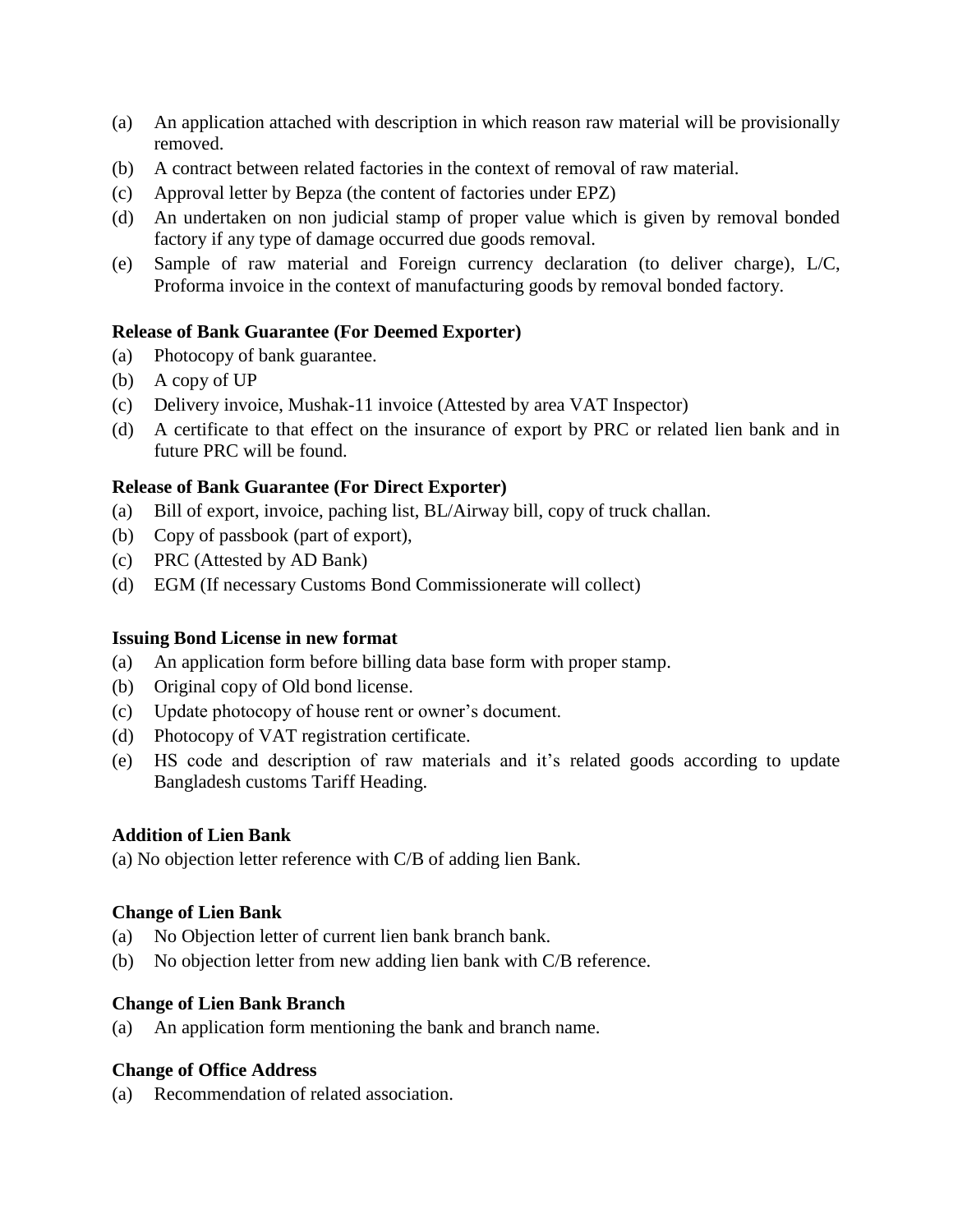(a) An application attached with description in which reason raw material will be provisionally removed.
(b) A contract between related factories in the context of removal of raw material.
(c) Approval letter by Bepza (the content of factories under EPZ)
(d) An undertaken on non judicial stamp of proper value which is given by removal bonded factory if any type of damage occurred due goods removal.
(e) Sample of raw material and Foreign currency declaration (to deliver charge), L/C, Proforma invoice in the context of manufacturing goods by removal bonded factory.

**Release of Bank Guarantee (For Deemed Exporter)**

(a) Photocopy of bank guarantee.
(b) A copy of UP
(c) Delivery invoice, Mushak-11 invoice (Attested by area VAT Inspector)
(d) A certificate to that effect on the insurance of export by PRC or related lien bank and in future PRC will be found.

**Release of Bank Guarantee (For Direct Exporter)**

(a) Bill of export, invoice, paching list, BL/Airway bill, copy of truck challan.
(b) Copy of passbook (part of export),
(c) PRC (Attested by AD Bank)
(d) EGM (If necessary Customs Bond Commissionerate will collect)

**Issuing Bond License in new format**

(a) An application form before billing data base form with proper stamp.
(b) Original copy of Old bond license.
(c) Update photocopy of house rent or owner's document.
(d) Photocopy of VAT registration certificate.
(e) HS code and description of raw materials and it's related goods according to update Bangladesh customs Tariff Heading.

**Addition of Lien Bank**

(a) No objection letter reference with C/B of adding lien Bank.

**Change of Lien Bank**

(a) No Objection letter of current lien bank branch bank.
(b) No objection letter from new adding lien bank with C/B reference.

**Change of Lien Bank Branch**

(a) An application form mentioning the bank and branch name.

**Change of Office Address**

(a) Recommendation of related association.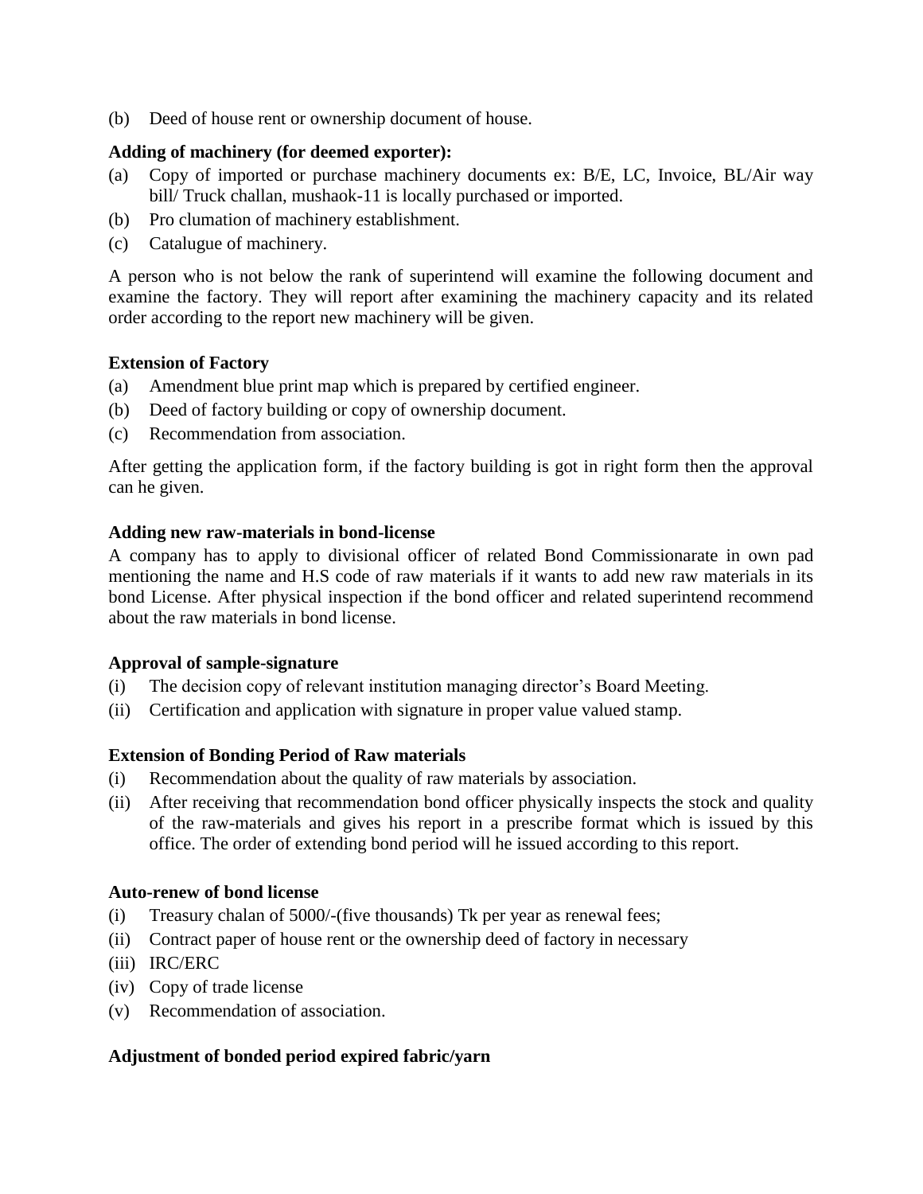(b) Deed of house rent or ownership document of house.

**Adding of machinery (for deemed exporter):**

(a) Copy of imported or purchase machinery documents ex: B/E, LC, Invoice, BL/Air way bill/ Truck challan, mushaok-11 is locally purchased or imported.

(b) Pro clumation of machinery establishment.

(c) Catalugue of machinery.

A person who is not below the rank of superintend will examine the following document and examine the factory. They will report after examining the machinery capacity and its related order according to the report new machinery will be given.

**Extension of Factory**

(a) Amendment blue print map which is prepared by certified engineer.

(b) Deed of factory building or copy of ownership document.

(c) Recommendation from association.

After getting the application form, if the factory building is got in right form then the approval can he given.

**Adding new raw-materials in bond-license**

A company has to apply to divisional officer of related Bond Commissionarate in own pad mentioning the name and H.S code of raw materials if it wants to add new raw materials in its bond License. After physical inspection if the bond officer and related superintend recommend about the raw materials in bond license.

**Approval of sample-signature**

(i) The decision copy of relevant institution managing director's Board Meeting.

(ii) Certification and application with signature in proper value valued stamp.

**Extension of Bonding Period of Raw materials**

(i) Recommendation about the quality of raw materials by association.

(ii) After receiving that recommendation bond officer physically inspects the stock and quality of the raw-materials and gives his report in a prescribe format which is issued by this office. The order of extending bond period will he issued according to this report.

**Auto-renew of bond license**

(i) Treasury chalan of 5000/-(five thousands) Tk per year as renewal fees;

(ii) Contract paper of house rent or the ownership deed of factory in necessary

(iii) IRC/ERC

(iv) Copy of trade license

(v) Recommendation of association.

**Adjustment of bonded period expired fabric/yarn**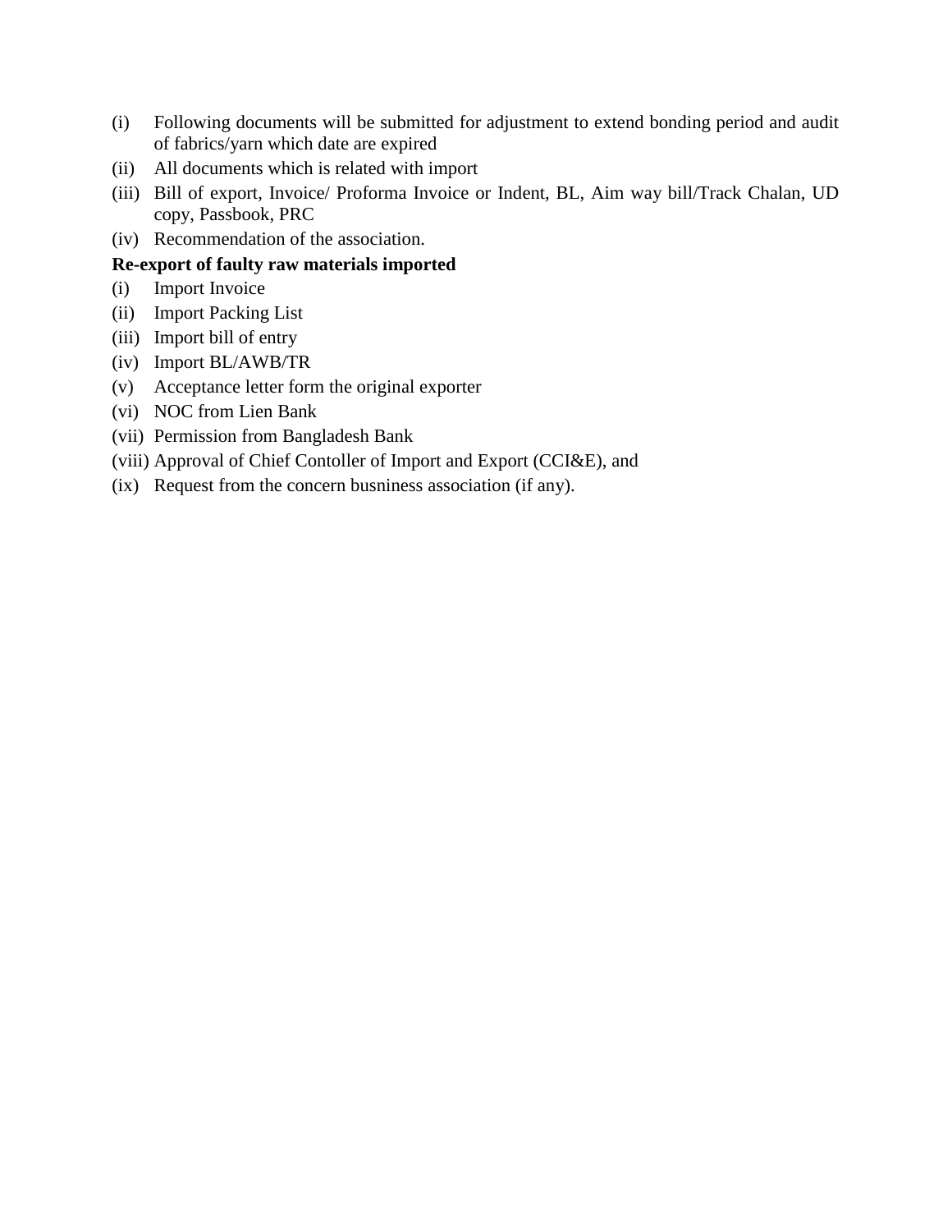(i) Following documents will be submitted for adjustment to extend bonding period and audit of fabrics/yarn which date are expired
(ii) All documents which is related with import
(iii) Bill of export, Invoice/ Proforma Invoice or Indent, BL, Aim way bill/Track Chalan, UD copy, Passbook, PRC
(iv) Recommendation of the association.

**Re-export of faulty raw materials imported**

(i) Import Invoice
(ii) Import Packing List
(iii) Import bill of entry
(iv) Import BL/AWB/TR
(v) Acceptance letter form the original exporter
(vi) NOC from Lien Bank
(vii) Permission from Bangladesh Bank
(viii) Approval of Chief Contoller of Import and Export (CCI&E), and
(ix) Request from the concern busniness association (if any).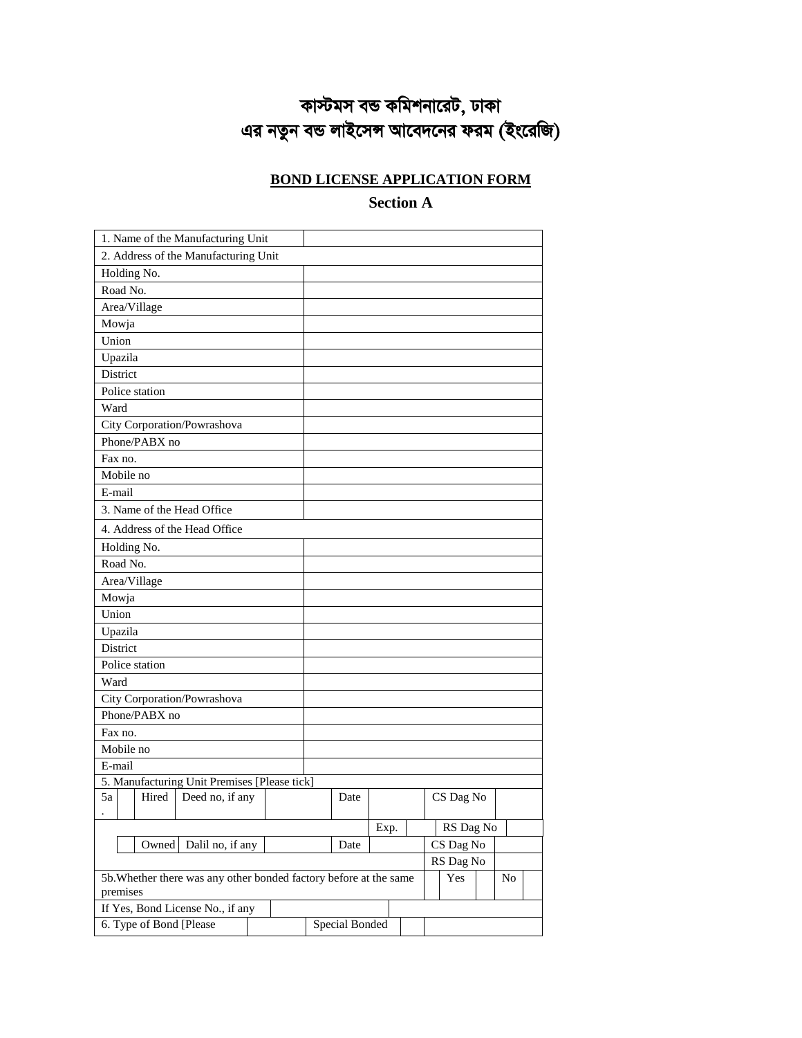# কাস্টমস বন্ড কমিশনারেট, ঢাকা
# এর নতুন বন্ড লাইসেন্স আবেদনের ফরম (ইংরেজি)

## BOND LICENSE APPLICATION FORM

### Section A

| | |
|---|---|
| 1. Name of the Manufacturing Unit | |
| 2. Address of the Manufacturing Unit | |
| Holding No. | |
| Road No. | |
| Area/Village | |
| Mowja | |
| Union | |
| Upazila | |
| District | |
| Police station | |
| Ward | |
| City Corporation/Powrashova | |
| Phone/PABX no | |
| Fax no. | |
| Mobile no | |
| E-mail | |
| 3. Name of the Head Office | |
| 4. Address of the Head Office | |
| Holding No. | |
| Road No. | |
| Area/Village | |
| Mowja | |
| Union | |
| Upazila | |
| District | |
| Police station | |
| Ward | |
| City Corporation/Powrashova | |
| Phone/PABX no | |
| Fax no. | |
| Mobile no | |
| E-mail | |

5. Manufacturing Unit Premises [Please tick]

| | | | | | | | | | |
|---|---|---|---|---|---|---|---|---|---|
| 5a. | | Hired | Deed no, if any | | Date | | | CS Dag No | |
| | | | | | | Exp. | | RS Dag No | |
| | | Owned | Dalil no, if any | | Date | | | CS Dag No | |
| | | | | | | | | RS Dag No | |

| | | | | |
|---|---|---|---|---|
| 5b. Whether there was any other bonded factory before at the same premises | Yes | | No | |
| If Yes, Bond License No., if any | | | | |

| | | | |
|---|---|---|---|
| 6. Type of Bond [Please | | Special Bonded | |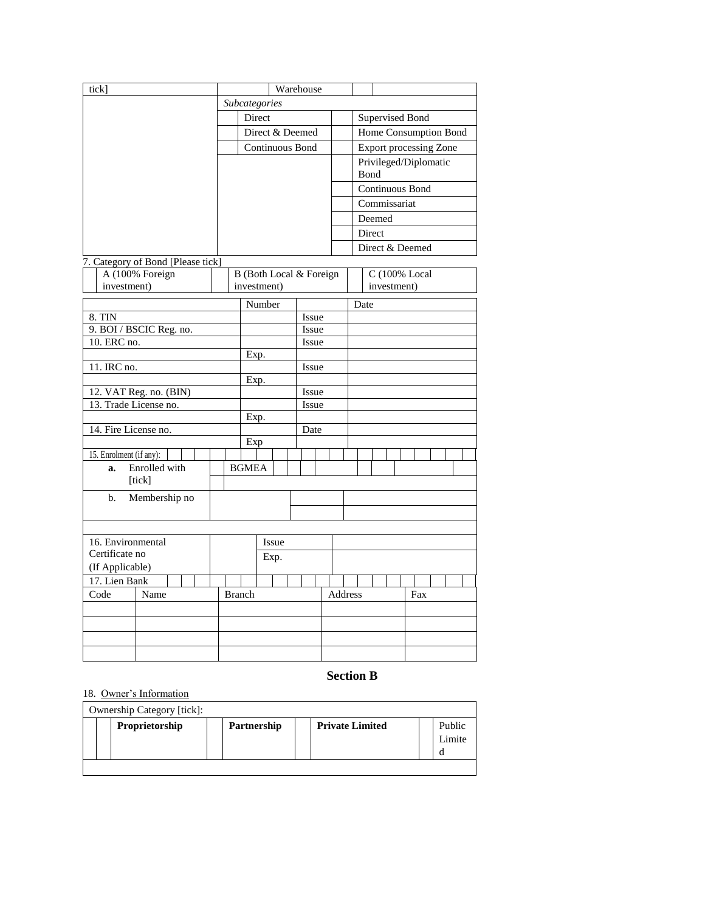| tick] | | Warehouse | | |
|---|---|---|---|---|
| | *Subcategories* | | | |
| | | Direct | | Supervised Bond |
| | | Direct & Deemed | | Home Consumption Bond |
| | | Continuous Bond | | Export processing Zone |
| | | | | Privileged/Diplomatic Bond |
| | | | | Continuous Bond |
| | | | | Commissariat |
| | | | | Deemed |
| | | | | Direct |
| | | | | Direct & Deemed |

7. Category of Bond [Please tick]

| | A (100% Foreign investment) | | B (Both Local & Foreign investment) | | C (100% Local investment) |
|---|---|---|---|---|---|

| | Number | | Date |
|---|---|---|---|
| 8. TIN | | Issue | |
| 9. BOI / BSCIC Reg. no. | | Issue | |
| 10. ERC no. | | Issue | |
| | Exp. | | |
| 11. IRC no. | | Issue | |
| | Exp. | | |
| 12. VAT Reg. no. (BIN) | | Issue | |
| 13. Trade License no. | | Issue | |
| | Exp. | | |
| 14. Fire License no. | | Date | |
| | Exp | | |

15. Enrolment (if any):

| | | | |
|---|---|---|---|
| **a.** Enrolled with [tick] | | BGMEA | |
| b. Membership no | | | |

| | | | |
|---|---|---|---|
| 16. Environmental Certificate no (If Applicable) | | Issue | |
| | | Exp. | |

17. Lien Bank

| Code | Name | Branch | Address | Fax |
|---|---|---|---|---|
| | | | | |
| | | | | |
| | | | | |
| | | | | |

## Section B

18. Owner's Information

| Ownership Category [tick]: | | | | | | | |
|---|---|---|---|---|---|---|---|
| | **Proprietorship** | | **Partnership** | | **Private Limited** | | Public Limited |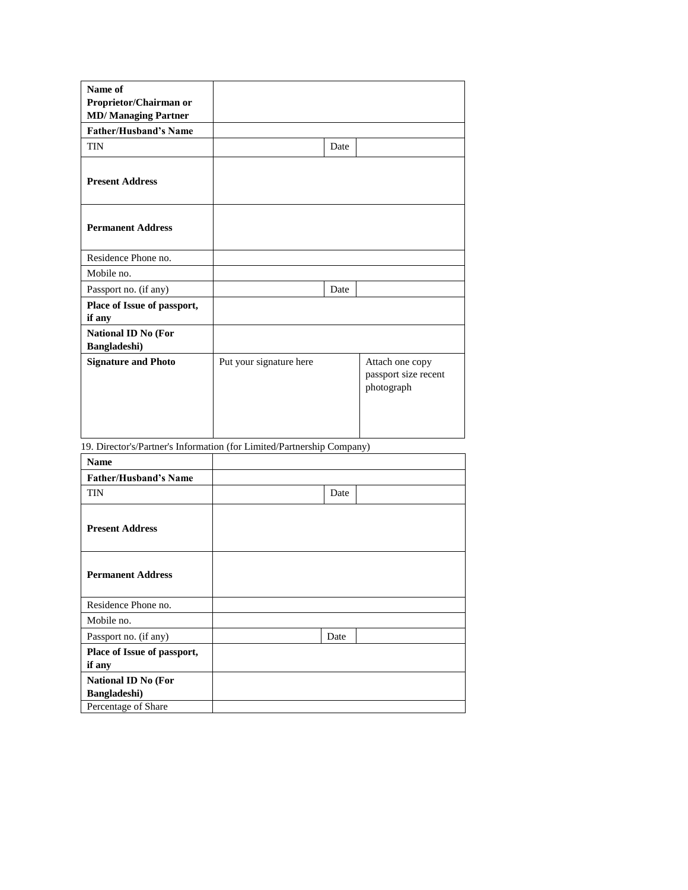| **Name of Proprietor/Chairman or MD/ Managing Partner** | | | |
|---|---|---|---|
| **Father/Husband's Name** | | | |
| TIN | | Date | |
| **Present Address** | | | |
| **Permanent Address** | | | |
| Residence Phone no. | | | |
| Mobile no. | | | |
| Passport no. (if any) | | Date | |
| **Place of Issue of passport, if any** | | | |
| **National ID No (For Bangladeshi)** | | | |
| **Signature and Photo** | Put your signature here | | Attach one copy passport size recent photograph |

19. Director's/Partner's Information (for Limited/Partnership Company)

| **Name** | | | |
|---|---|---|---|
| **Father/Husband's Name** | | | |
| TIN | | Date | |
| **Present Address** | | | |
| **Permanent Address** | | | |
| Residence Phone no. | | | |
| Mobile no. | | | |
| Passport no. (if any) | | Date | |
| **Place of Issue of passport, if any** | | | |
| **National ID No (For Bangladeshi)** | | | |
| Percentage of Share | | | |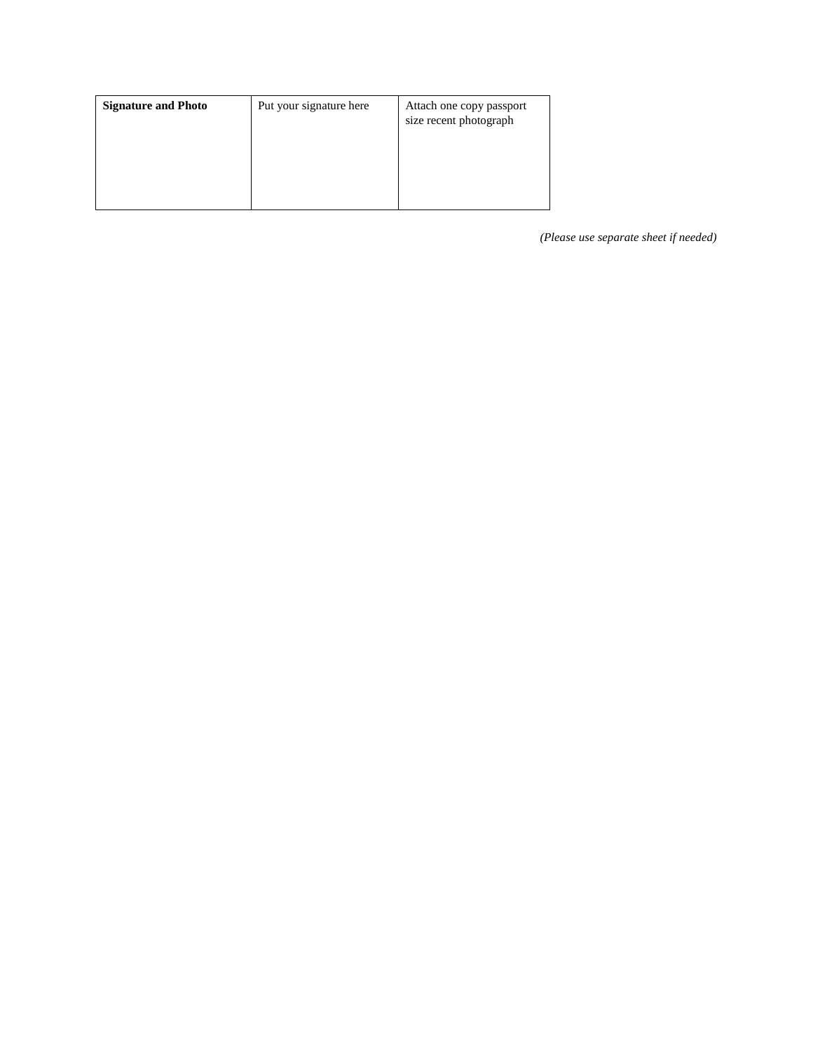| **Signature and Photo** | Put your signature here | Attach one copy passport size recent photograph |
|---|---|---|

*(Please use separate sheet if needed)*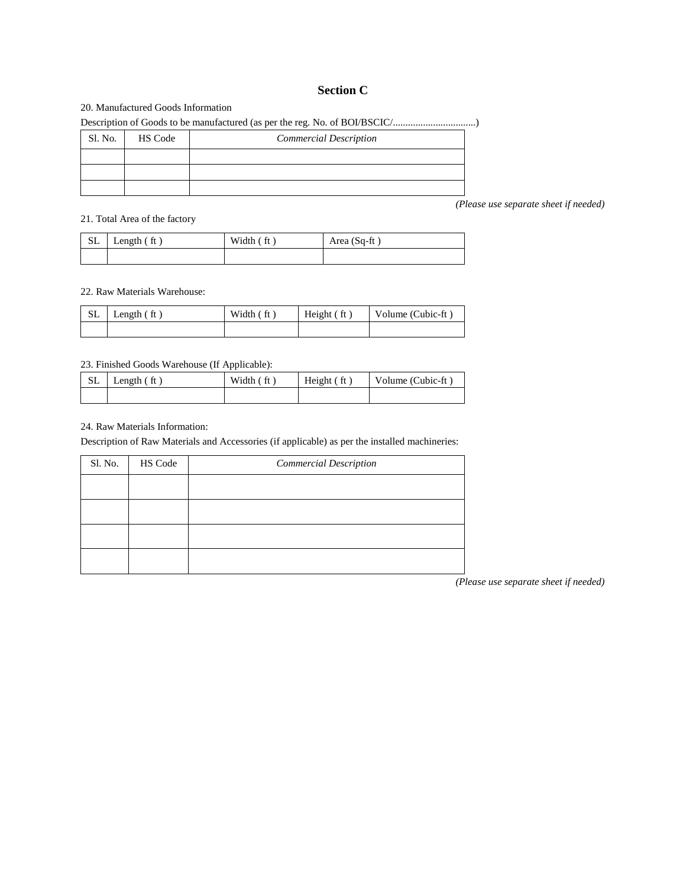## Section C

20. Manufactured Goods Information

Description of Goods to be manufactured (as per the reg. No. of BOI/BSCIC/.................................)

| Sl. No. | HS Code | *Commercial Description* |
|---|---|---|
| | | |
| | | |
| | | |

*(Please use separate sheet if needed)*

21. Total Area of the factory

| SL | Length ( ft ) | Width ( ft ) | Area (Sq-ft ) |
|---|---|---|---|
| | | | |

22. Raw Materials Warehouse:

| SL | Length ( ft ) | Width ( ft ) | Height ( ft ) | Volume (Cubic-ft ) |
|---|---|---|---|---|
| | | | | |

23. Finished Goods Warehouse (If Applicable):

| SL | Length ( ft ) | Width ( ft ) | Height ( ft ) | Volume (Cubic-ft ) |
|---|---|---|---|---|
| | | | | |

24. Raw Materials Information:

Description of Raw Materials and Accessories (if applicable) as per the installed machineries:

| Sl. No. | HS Code | *Commercial Description* |
|---|---|---|
| | | |
| | | |
| | | |
| | | |

*(Please use separate sheet if needed)*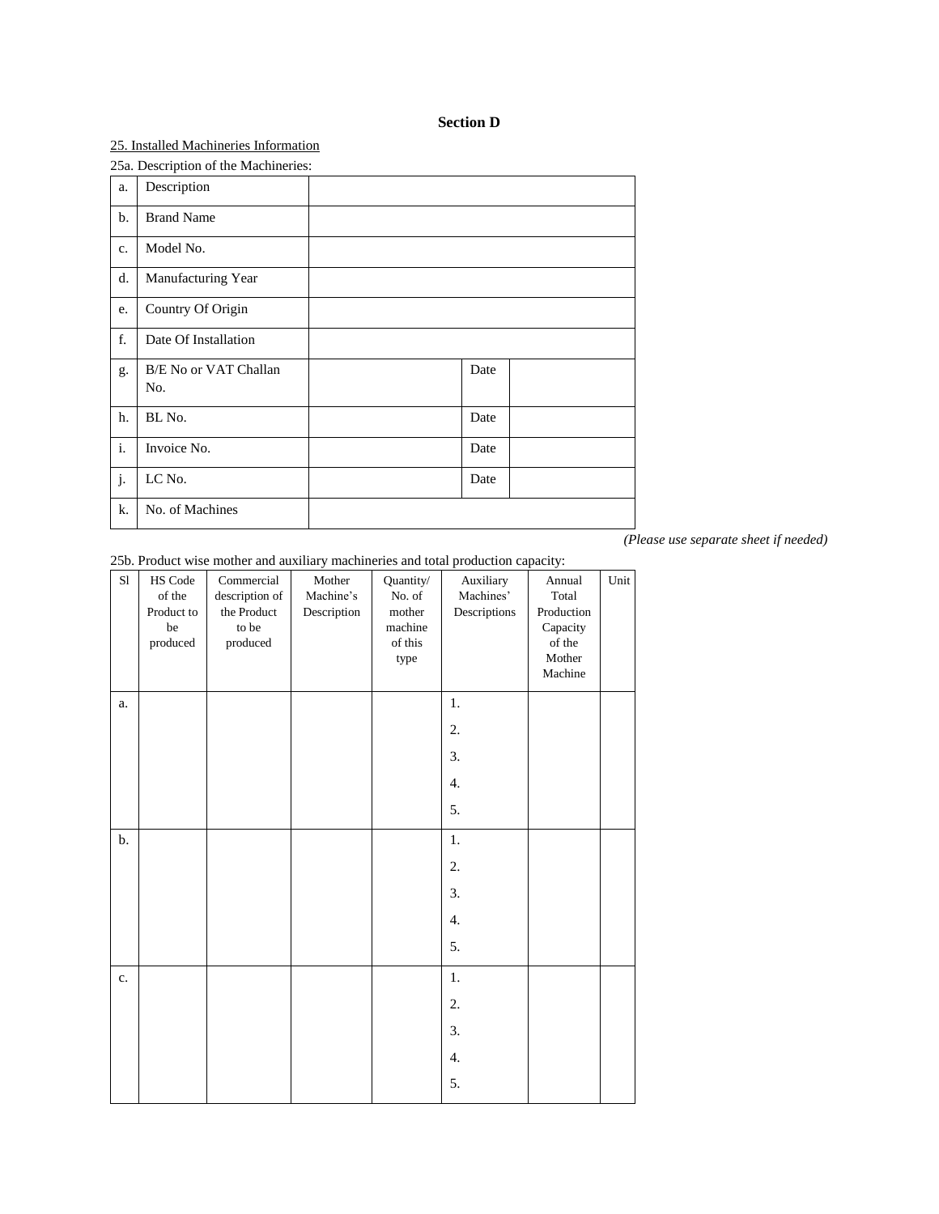## Section D

25. Installed Machineries Information

25a. Description of the Machineries:

| | | | | |
|---|---|---|---|---|
| a. | Description | | | |
| b. | Brand Name | | | |
| c. | Model No. | | | |
| d. | Manufacturing Year | | | |
| e. | Country Of Origin | | | |
| f. | Date Of Installation | | | |
| g. | B/E No or VAT Challan No. | | Date | |
| h. | BL No. | | Date | |
| i. | Invoice No. | | Date | |
| j. | LC No. | | Date | |
| k. | No. of Machines | | | |

*(Please use separate sheet if needed)*

25b. Product wise mother and auxiliary machineries and total production capacity:

| Sl | HS Code of the Product to be produced | Commercial description of the Product to be produced | Mother Machine's Description | Quantity/ No. of mother machine of this type | Auxiliary Machines' Descriptions | Annual Total Production Capacity of the Mother Machine | Unit |
|---|---|---|---|---|---|---|---|
| a. | | | | | 1.<br>2.<br>3.<br>4.<br>5. | | |
| b. | | | | | 1.<br>2.<br>3.<br>4.<br>5. | | |
| c. | | | | | 1.<br>2.<br>3.<br>4.<br>5. | | |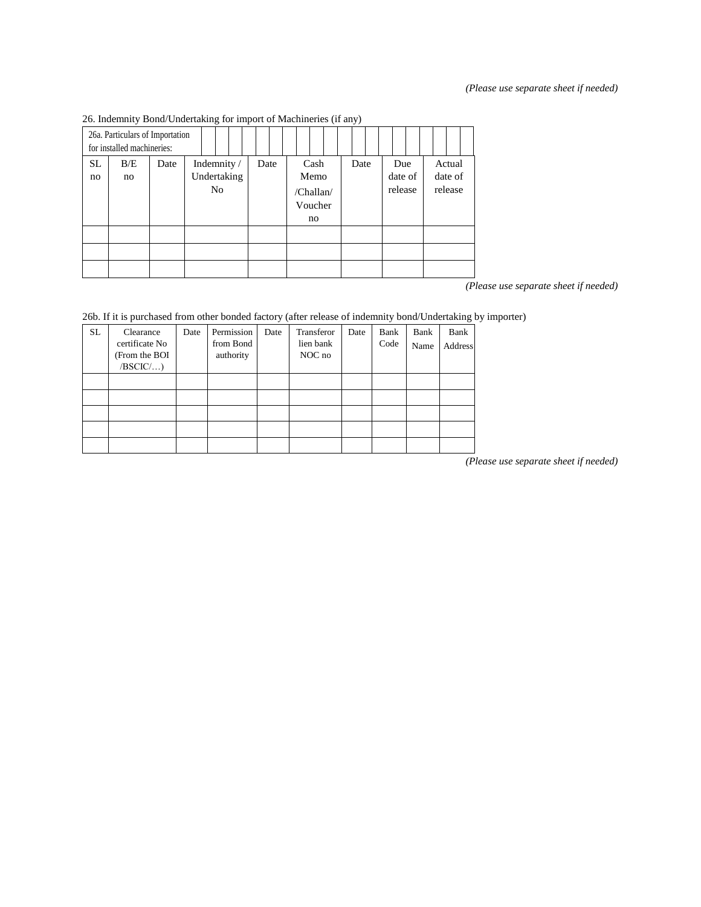*(Please use separate sheet if needed)*

26. Indemnity Bond/Undertaking for import of Machineries (if any)

26a. Particulars of Importation for installed machineries:

| SL no | B/E no | Date | Indemnity / Undertaking No | Date | Cash Memo /Challan/ Voucher no | Date | Due date of release | Actual date of release |
|---|---|---|---|---|---|---|---|---|
| | | | | | | | | |
| | | | | | | | | |
| | | | | | | | | |

*(Please use separate sheet if needed)*

26b. If it is purchased from other bonded factory (after release of indemnity bond/Undertaking by importer)

| SL | Clearance certificate No (From the BOI /BSCIC/…) | Date | Permission from Bond authority | Date | Transferor lien bank NOC no | Date | Bank Code | Bank Name | Bank Address |
|---|---|---|---|---|---|---|---|---|---|
| | | | | | | | | | |
| | | | | | | | | | |
| | | | | | | | | | |
| | | | | | | | | | |
| | | | | | | | | | |

*(Please use separate sheet if needed)*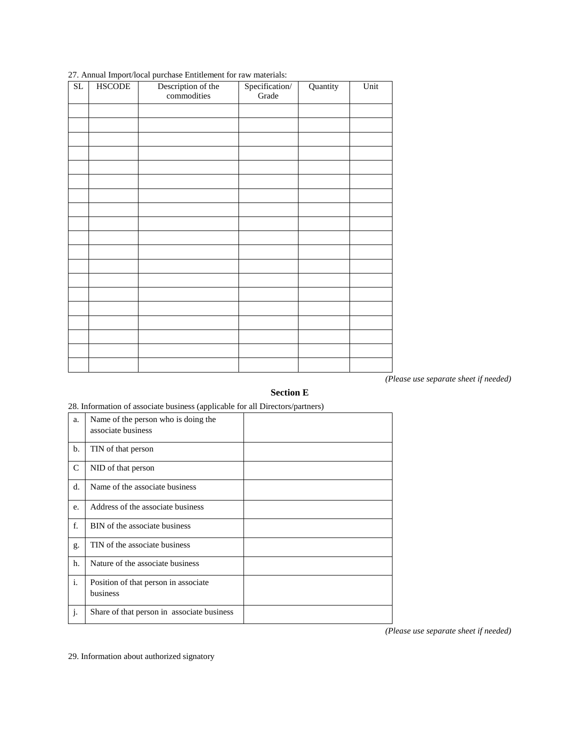27. Annual Import/local purchase Entitlement for raw materials:

| SL | HSCODE | Description of the commodities | Specification/ Grade | Quantity | Unit |
|---|---|---|---|---|---|
| | | | | | |
| | | | | | |
| | | | | | |
| | | | | | |
| | | | | | |
| | | | | | |
| | | | | | |
| | | | | | |
| | | | | | |
| | | | | | |
| | | | | | |
| | | | | | |
| | | | | | |
| | | | | | |
| | | | | | |
| | | | | | |
| | | | | | |
| | | | | | |
| | | | | | |

*(Please use separate sheet if needed)*

## Section E

28. Information of associate business (applicable for all Directors/partners)

| | | |
|---|---|---|
| a. | Name of the person who is doing the associate business | |
| b. | TIN of that person | |
| C | NID of that person | |
| d. | Name of the associate business | |
| e. | Address of the associate business | |
| f. | BIN of the associate business | |
| g. | TIN of the associate business | |
| h. | Nature of the associate business | |
| i. | Position of that person in associate business | |
| j. | Share of that person in associate business | |

*(Please use separate sheet if needed)*

29. Information about authorized signatory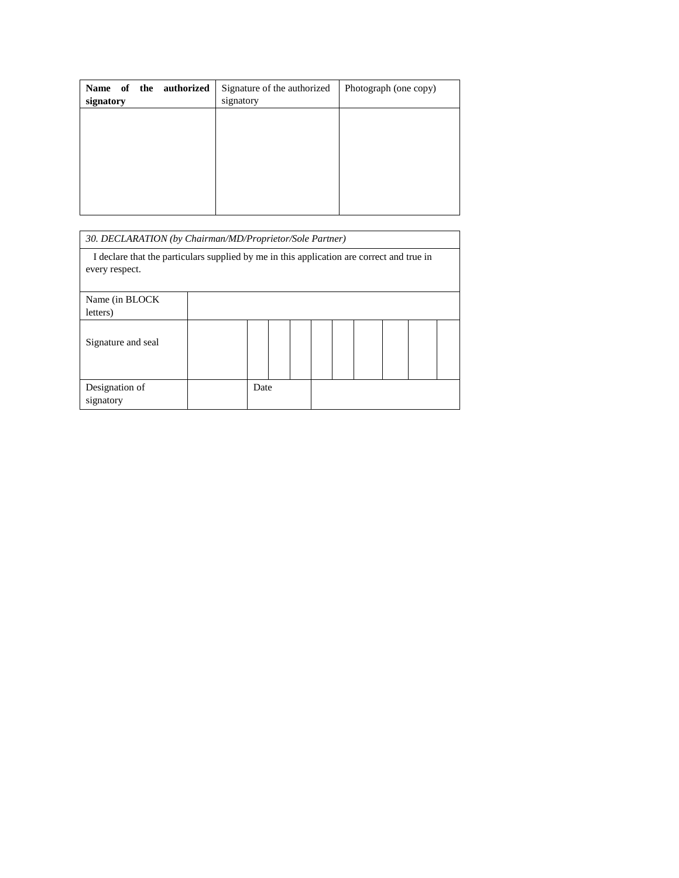| **Name of the authorized signatory** | Signature of the authorized signatory | Photograph (one copy) |
| --- | --- | --- |
| | | |

| *30. DECLARATION (by Chairman/MD/Proprietor/Sole Partner)* | | | |
| --- | --- | --- | --- |
| I declare that the particulars supplied by me in this application are correct and true in every respect. | | | |
| Name (in BLOCK letters) | | | |
| Signature and seal | | | |
| Designation of signatory | | Date | |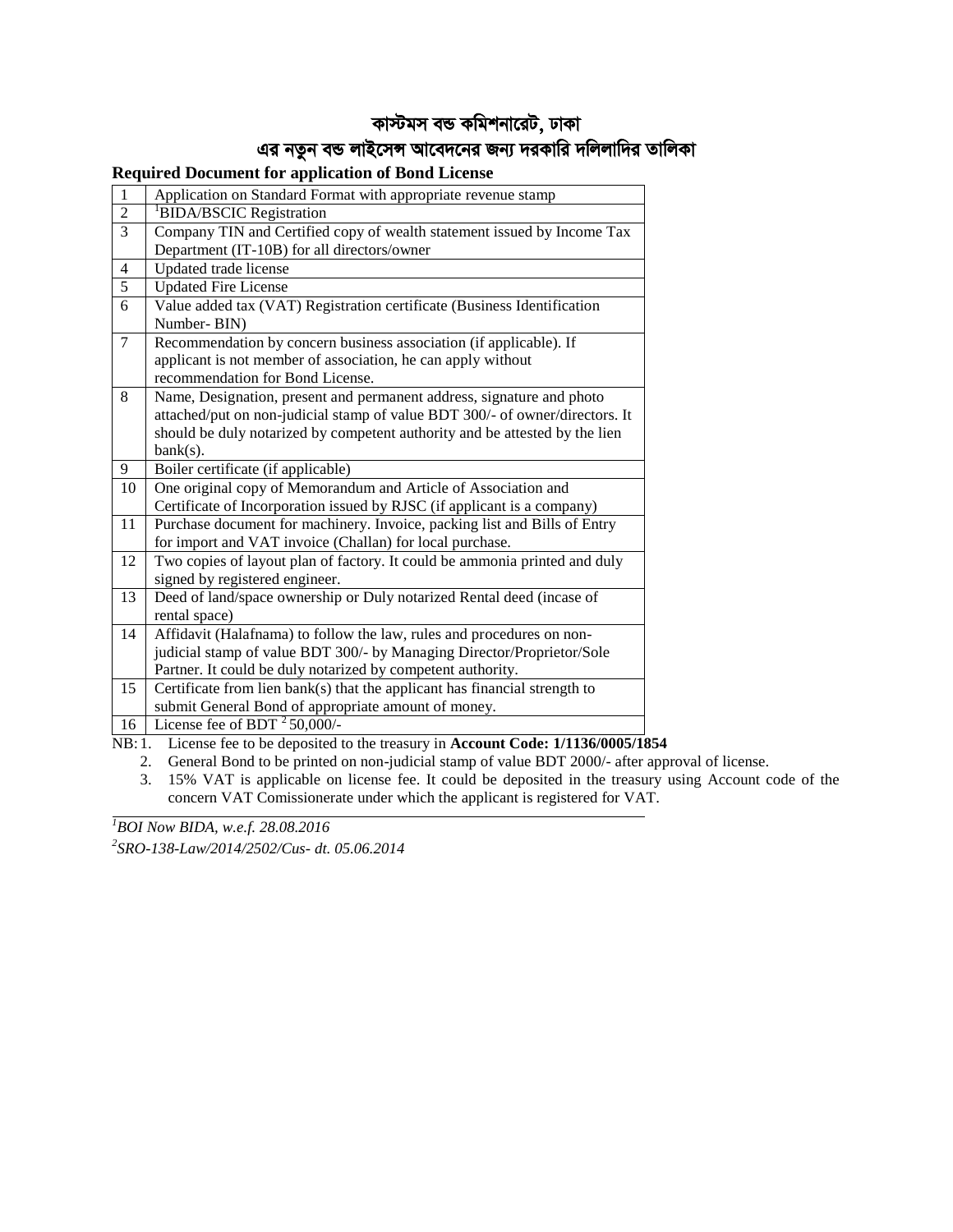# কাস্টমস বন্ড কমিশনারেট, ঢাকা

## এর নতুন বন্ড লাইসেন্স আবেদনের জন্য দরকারি দলিলাদির তালিকা

**Required Document for application of Bond License**

| | |
|---|---|
| 1 | Application on Standard Format with appropriate revenue stamp |
| 2 | [1]BIDA/BSCIC Registration |
| 3 | Company TIN and Certified copy of wealth statement issued by Income Tax Department (IT-10B) for all directors/owner |
| 4 | Updated trade license |
| 5 | Updated Fire License |
| 6 | Value added tax (VAT) Registration certificate (Business Identification Number- BIN) |
| 7 | Recommendation by concern business association (if applicable). If applicant is not member of association, he can apply without recommendation for Bond License. |
| 8 | Name, Designation, present and permanent address, signature and photo attached/put on non-judicial stamp of value BDT 300/- of owner/directors. It should be duly notarized by competent authority and be attested by the lien bank(s). |
| 9 | Boiler certificate (if applicable) |
| 10 | One original copy of Memorandum and Article of Association and Certificate of Incorporation issued by RJSC (if applicant is a company) |
| 11 | Purchase document for machinery. Invoice, packing list and Bills of Entry for import and VAT invoice (Challan) for local purchase. |
| 12 | Two copies of layout plan of factory. It could be ammonia printed and duly signed by registered engineer. |
| 13 | Deed of land/space ownership or Duly notarized Rental deed (incase of rental space) |
| 14 | Affidavit (Halafnama) to follow the law, rules and procedures on non-judicial stamp of value BDT 300/- by Managing Director/Proprietor/Sole Partner. It could be duly notarized by competent authority. |
| 15 | Certificate from lien bank(s) that the applicant has financial strength to submit General Bond of appropriate amount of money. |
| 16 | License fee of BDT [2]50,000/- |

NB:
1. License fee to be deposited to the treasury in **Account Code: 1/1136/0005/1854**
2. General Bond to be printed on non-judicial stamp of value BDT 2000/- after approval of license.
3. 15% VAT is applicable on license fee. It could be deposited in the treasury using Account code of the concern VAT Comissionerate under which the applicant is registered for VAT.

---

[1]*BOI Now BIDA, w.e.f. 28.08.2016*

[2]*SRO-138-Law/2014/2502/Cus- dt. 05.06.2014*